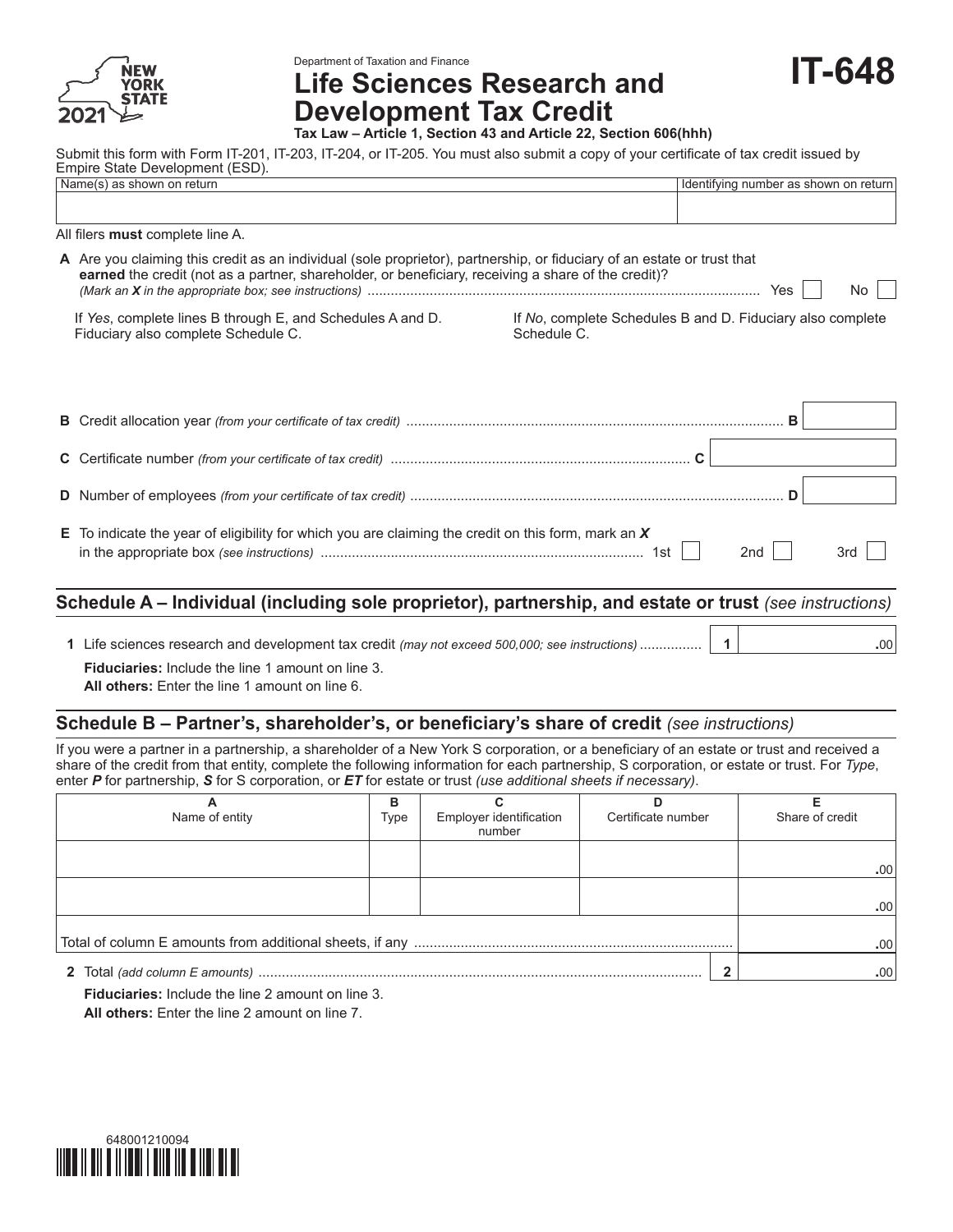New York State 2021

Department of Taxation and Finance

# Life Sciences Research and Development Tax Credit

**IT-648**

**Tax Law – Article 1, Section 43 and Article 22, Section 606(hhh)**

Submit this form with Form IT-201, IT-203, IT-204, or IT-205. You must also submit a copy of your certificate of tax credit issued by Empire State Development (ESD).

| Name(s) as shown on return | Identifying number as shown on return |
|---|---|
| | |

All filers **must** complete line A.

**A** Are you claiming this credit as an individual (sole proprietor), partnership, or fiduciary of an estate or trust that **earned** the credit (not as a partner, shareholder, or beneficiary, receiving a share of the credit)? *(Mark an **X** in the appropriate box; see instructions)* .......... Yes ☐ No ☐

If *Yes*, complete lines B through E, and Schedules A and D. Fiduciary also complete Schedule C.

If *No*, complete Schedules B and D. Fiduciary also complete Schedule C.

**B** Credit allocation year *(from your certificate of tax credit)* .......... **B** ______

**C** Certificate number *(from your certificate of tax credit)* .......... **C** ______

**D** Number of employees *(from your certificate of tax credit)* .......... **D** ______

**E** To indicate the year of eligibility for which you are claiming the credit on this form, mark an ***X*** in the appropriate box *(see instructions)* .......... 1st ☐ 2nd ☐ 3rd ☐

## Schedule A – Individual (including sole proprietor), partnership, and estate or trust *(see instructions)*

**1** Life sciences research and development tax credit *(may not exceed 500,000; see instructions)* .......... **1** ______ .00

**Fiduciaries:** Include the line 1 amount on line 3.
**All others:** Enter the line 1 amount on line 6.

## Schedule B – Partner's, shareholder's, or beneficiary's share of credit *(see instructions)*

If you were a partner in a partnership, a shareholder of a New York S corporation, or a beneficiary of an estate or trust and received a share of the credit from that entity, complete the following information for each partnership, S corporation, or estate or trust. For *Type*, enter ***P*** for partnership, ***S*** for S corporation, or ***ET*** for estate or trust *(use additional sheets if necessary)*.

| A<br>Name of entity | B<br>Type | C<br>Employer identification number | D<br>Certificate number | E<br>Share of credit |
|---|---|---|---|---|
| | | | | .00 |
| | | | | .00 |
| Total of column E amounts from additional sheets, if any .......... | | | | .00 |

**2** Total *(add column E amounts)* .......... **2** ______ .00

**Fiduciaries:** Include the line 2 amount on line 3.
**All others:** Enter the line 2 amount on line 7.

648001210094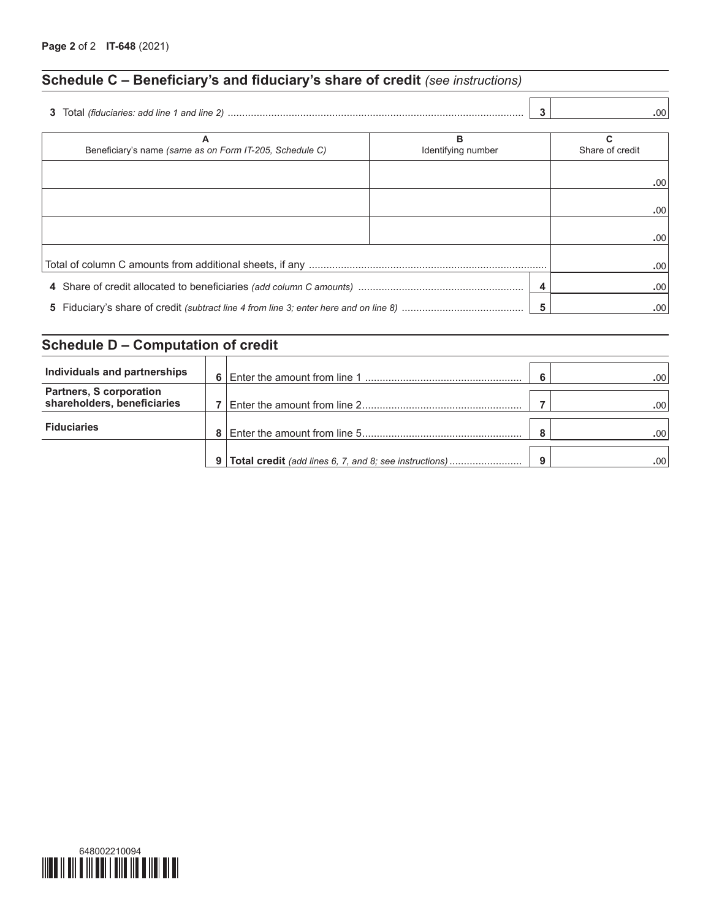## Schedule C – Beneficiary's and fiduciary's share of credit *(see instructions)*

| | | |
|---|---|---|
| **3** Total *(fiduciaries: add line 1 and line 2)* | 3 | .00 |

| A<br>Beneficiary's name *(same as on Form IT-205, Schedule C)* | B<br>Identifying number | C<br>Share of credit |
|---|---|---|
| | | .00 |
| | | .00 |
| | | .00 |
| Total of column C amounts from additional sheets, if any | | .00 |

| | | |
|---|---|---|
| **4** Share of credit allocated to beneficiaries *(add column C amounts)* | 4 | .00 |
| **5** Fiduciary's share of credit *(subtract line 4 from line 3; enter here and on line 8)* | 5 | .00 |

## Schedule D – Computation of credit

| | | | | |
|---|---|---|---|---|
| **Individuals and partnerships** | 6 | Enter the amount from line 1 | 6 | .00 |
| **Partners, S corporation shareholders, beneficiaries** | 7 | Enter the amount from line 2 | 7 | .00 |
| **Fiduciaries** | 8 | Enter the amount from line 5 | 8 | .00 |
| | 9 | **Total credit** *(add lines 6, 7, and 8; see instructions)* | 9 | .00 |

648002210094